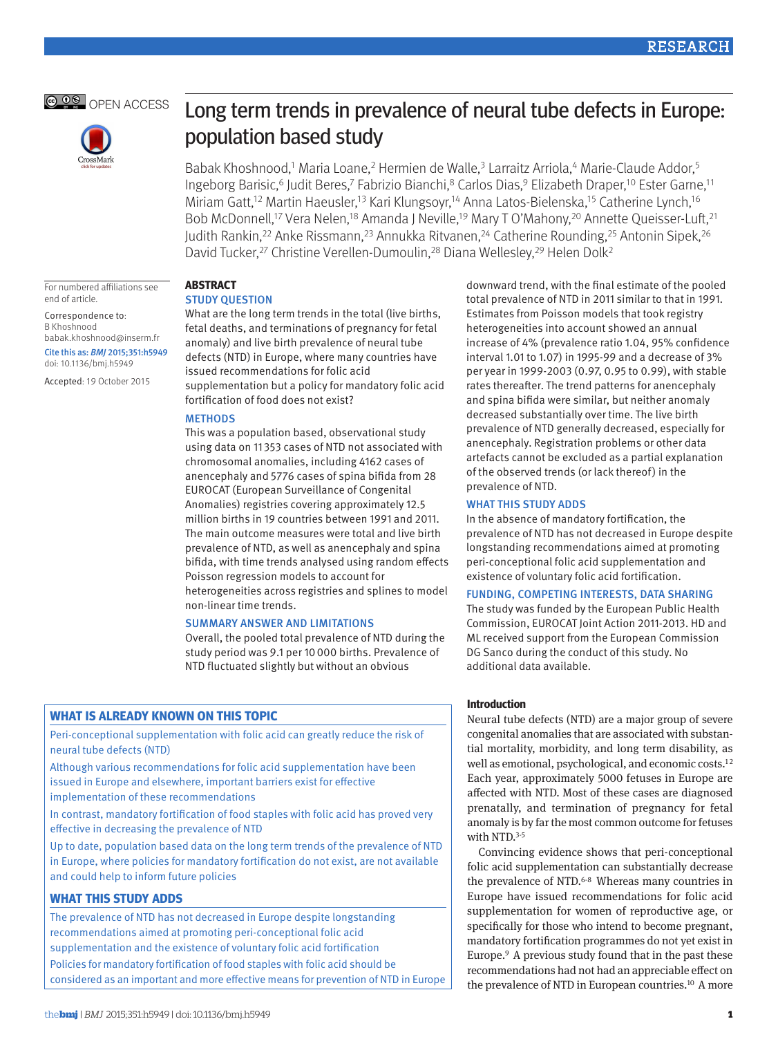RESEARCH

OPEN ACCESS

# Long term trends in prevalence of neural tube defects in Europe: population based study

Babak Khoshnood,[1] Maria Loane,[2] Hermien de Walle,[3] Larraitz Arriola,[4] Marie-Claude Addor,[5] Ingeborg Barisic,[6] Judit Beres,[7] Fabrizio Bianchi,[8] Carlos Dias,[9] Elizabeth Draper,[10] Ester Garne,[11] Miriam Gatt,[12] Martin Haeusler,[13] Kari Klungsoyr,[14] Anna Latos-Bielenska,[15] Catherine Lynch,[16] Bob McDonnell,[17] Vera Nelen,[18] Amanda J Neville,[19] Mary T O'Mahony,[20] Annette Queisser-Luft,[21] Judith Rankin,[22] Anke Rissmann,[23] Annukka Ritvanen,[24] Catherine Rounding,[25] Antonin Sipek,[26] David Tucker,[27] Christine Verellen-Dumoulin,[28] Diana Wellesley,[29] Helen Dolk[2]

For numbered affiliations see end of article.

Correspondence to: B Khoshnood babak.khoshnood@inserm.fr

Cite this as: *BMJ* 2015;351:h5949 doi: 10.1136/bmj.h5949

Accepted: 19 October 2015

## ABSTRACT

### STUDY QUESTION

What are the long term trends in the total (live births, fetal deaths, and terminations of pregnancy for fetal anomaly) and live birth prevalence of neural tube defects (NTD) in Europe, where many countries have issued recommendations for folic acid supplementation but a policy for mandatory folic acid fortification of food does not exist?

### METHODS

This was a population based, observational study using data on 11 353 cases of NTD not associated with chromosomal anomalies, including 4162 cases of anencephaly and 5776 cases of spina bifida from 28 EUROCAT (European Surveillance of Congenital Anomalies) registries covering approximately 12.5 million births in 19 countries between 1991 and 2011. The main outcome measures were total and live birth prevalence of NTD, as well as anencephaly and spina bifida, with time trends analysed using random effects Poisson regression models to account for heterogeneities across registries and splines to model non-linear time trends.

### SUMMARY ANSWER AND LIMITATIONS

Overall, the pooled total prevalence of NTD during the study period was 9.1 per 10 000 births. Prevalence of NTD fluctuated slightly but without an obvious downward trend, with the final estimate of the pooled total prevalence of NTD in 2011 similar to that in 1991. Estimates from Poisson models that took registry heterogeneities into account showed an annual increase of 4% (prevalence ratio 1.04, 95% confidence interval 1.01 to 1.07) in 1995-99 and a decrease of 3% per year in 1999-2003 (0.97, 0.95 to 0.99), with stable rates thereafter. The trend patterns for anencephaly and spina bifida were similar, but neither anomaly decreased substantially over time. The live birth prevalence of NTD generally decreased, especially for anencephaly. Registration problems or other data artefacts cannot be excluded as a partial explanation of the observed trends (or lack thereof) in the prevalence of NTD.

### WHAT THIS STUDY ADDS

In the absence of mandatory fortification, the prevalence of NTD has not decreased in Europe despite longstanding recommendations aimed at promoting peri-conceptional folic acid supplementation and existence of voluntary folic acid fortification.

### FUNDING, COMPETING INTERESTS, DATA SHARING

The study was funded by the European Public Health Commission, EUROCAT Joint Action 2011-2013. HD and ML received support from the European Commission DG Sanco during the conduct of this study. No additional data available.

### WHAT IS ALREADY KNOWN ON THIS TOPIC

Peri-conceptional supplementation with folic acid can greatly reduce the risk of neural tube defects (NTD)

Although various recommendations for folic acid supplementation have been issued in Europe and elsewhere, important barriers exist for effective implementation of these recommendations

In contrast, mandatory fortification of food staples with folic acid has proved very effective in decreasing the prevalence of NTD

Up to date, population based data on the long term trends of the prevalence of NTD in Europe, where policies for mandatory fortification do not exist, are not available and could help to inform future policies

### WHAT THIS STUDY ADDS

The prevalence of NTD has not decreased in Europe despite longstanding recommendations aimed at promoting peri-conceptional folic acid supplementation and the existence of voluntary folic acid fortification

Policies for mandatory fortification of food staples with folic acid should be considered as an important and more effective means for prevention of NTD in Europe

## Introduction

Neural tube defects (NTD) are a major group of severe congenital anomalies that are associated with substantial mortality, morbidity, and long term disability, as well as emotional, psychological, and economic costs.[1,2] Each year, approximately 5000 fetuses in Europe are affected with NTD. Most of these cases are diagnosed prenatally, and termination of pregnancy for fetal anomaly is by far the most common outcome for fetuses with NTD.[3-5]

Convincing evidence shows that peri-conceptional folic acid supplementation can substantially decrease the prevalence of NTD.[6-8] Whereas many countries in Europe have issued recommendations for folic acid supplementation for women of reproductive age, or specifically for those who intend to become pregnant, mandatory fortification programmes do not yet exist in Europe.[9] A previous study found that in the past these recommendations had not had an appreciable effect on the prevalence of NTD in European countries.[10] A more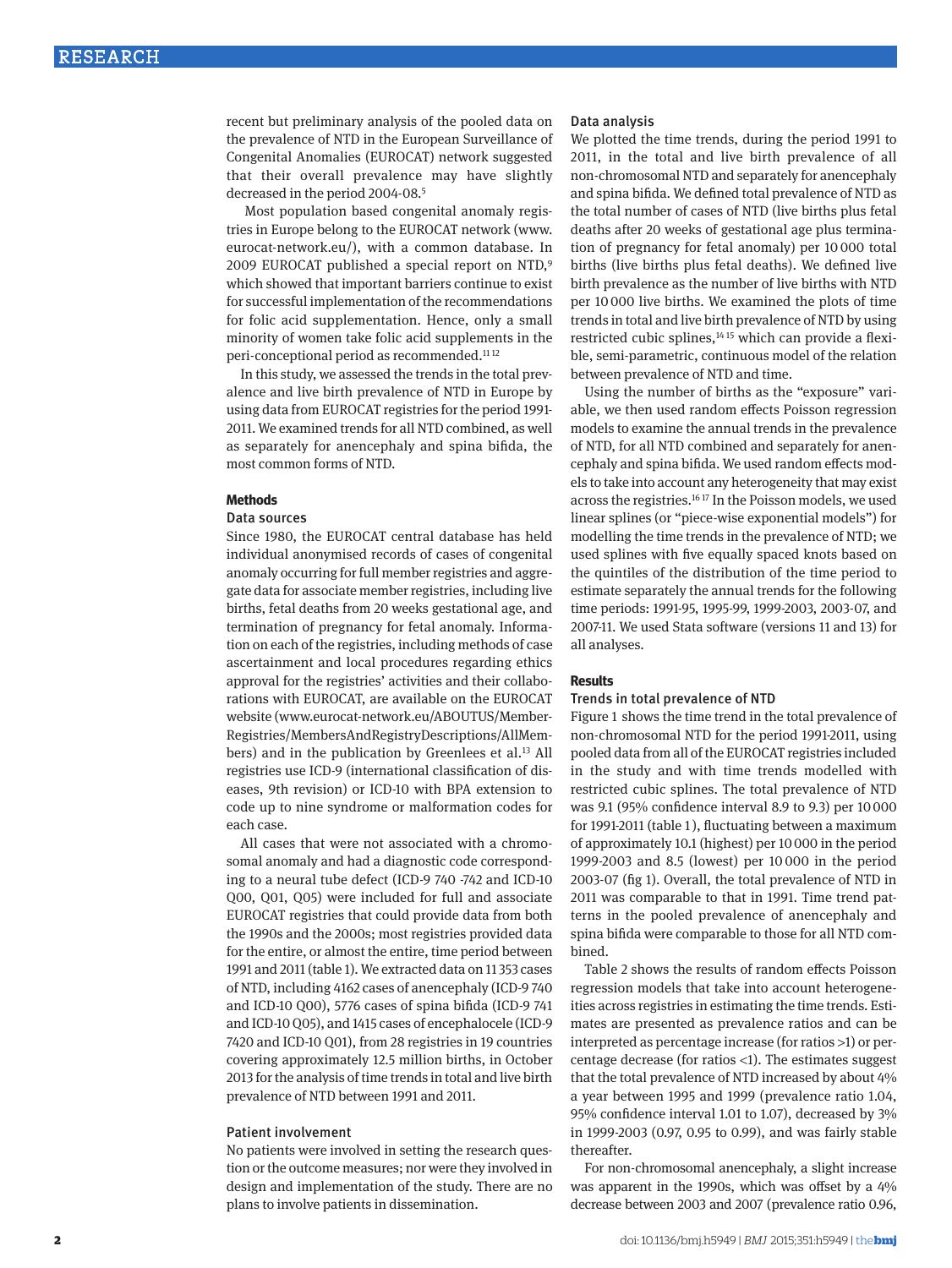recent but preliminary analysis of the pooled data on the prevalence of NTD in the European Surveillance of Congenital Anomalies (EUROCAT) network suggested that their overall prevalence may have slightly decreased in the period 2004-08.[5]

Most population based congenital anomaly registries in Europe belong to the EUROCAT network (www.eurocat-network.eu/), with a common database. In 2009 EUROCAT published a special report on NTD,[9] which showed that important barriers continue to exist for successful implementation of the recommendations for folic acid supplementation. Hence, only a small minority of women take folic acid supplements in the peri-conceptional period as recommended.[11,12]

In this study, we assessed the trends in the total prevalence and live birth prevalence of NTD in Europe by using data from EUROCAT registries for the period 1991-2011. We examined trends for all NTD combined, as well as separately for anencephaly and spina bifida, the most common forms of NTD.

## Methods

### Data sources

Since 1980, the EUROCAT central database has held individual anonymised records of cases of congenital anomaly occurring for full member registries and aggregate data for associate member registries, including live births, fetal deaths from 20 weeks gestational age, and termination of pregnancy for fetal anomaly. Information on each of the registries, including methods of case ascertainment and local procedures regarding ethics approval for the registries' activities and their collaborations with EUROCAT, are available on the EUROCAT website (www.eurocat-network.eu/ABOUTUS/Member-Registries/MembersAndRegistryDescriptions/AllMembers) and in the publication by Greenlees et al.[13] All registries use ICD-9 (international classification of diseases, 9th revision) or ICD-10 with BPA extension to code up to nine syndrome or malformation codes for each case.

All cases that were not associated with a chromosomal anomaly and had a diagnostic code corresponding to a neural tube defect (ICD-9 740 -742 and ICD-10 Q00, Q01, Q05) were included for full and associate EUROCAT registries that could provide data from both the 1990s and the 2000s; most registries provided data for the entire, or almost the entire, time period between 1991 and 2011 (table 1). We extracted data on 11 353 cases of NTD, including 4162 cases of anencephaly (ICD-9 740 and ICD-10 Q00), 5776 cases of spina bifida (ICD-9 741 and ICD-10 Q05), and 1415 cases of encephalocele (ICD-9 7420 and ICD-10 Q01), from 28 registries in 19 countries covering approximately 12.5 million births, in October 2013 for the analysis of time trends in total and live birth prevalence of NTD between 1991 and 2011.

### Patient involvement

No patients were involved in setting the research question or the outcome measures; nor were they involved in design and implementation of the study. There are no plans to involve patients in dissemination.

### Data analysis

We plotted the time trends, during the period 1991 to 2011, in the total and live birth prevalence of all non-chromosomal NTD and separately for anencephaly and spina bifida. We defined total prevalence of NTD as the total number of cases of NTD (live births plus fetal deaths after 20 weeks of gestational age plus termination of pregnancy for fetal anomaly) per 10 000 total births (live births plus fetal deaths). We defined live birth prevalence as the number of live births with NTD per 10 000 live births. We examined the plots of time trends in total and live birth prevalence of NTD by using restricted cubic splines,[14,15] which can provide a flexible, semi-parametric, continuous model of the relation between prevalence of NTD and time.

Using the number of births as the "exposure" variable, we then used random effects Poisson regression models to examine the annual trends in the prevalence of NTD, for all NTD combined and separately for anencephaly and spina bifida. We used random effects models to take into account any heterogeneity that may exist across the registries.[16,17] In the Poisson models, we used linear splines (or "piece-wise exponential models") for modelling the time trends in the prevalence of NTD; we used splines with five equally spaced knots based on the quintiles of the distribution of the time period to estimate separately the annual trends for the following time periods: 1991-95, 1995-99, 1999-2003, 2003-07, and 2007-11. We used Stata software (versions 11 and 13) for all analyses.

## Results

### Trends in total prevalence of NTD

Figure 1 shows the time trend in the total prevalence of non-chromosomal NTD for the period 1991-2011, using pooled data from all of the EUROCAT registries included in the study and with time trends modelled with restricted cubic splines. The total prevalence of NTD was 9.1 (95% confidence interval 8.9 to 9.3) per 10 000 for 1991-2011 (table 1), fluctuating between a maximum of approximately 10.1 (highest) per 10 000 in the period 1999-2003 and 8.5 (lowest) per 10 000 in the period 2003-07 (fig 1). Overall, the total prevalence of NTD in 2011 was comparable to that in 1991. Time trend patterns in the pooled prevalence of anencephaly and spina bifida were comparable to those for all NTD combined.

Table 2 shows the results of random effects Poisson regression models that take into account heterogeneities across registries in estimating the time trends. Estimates are presented as prevalence ratios and can be interpreted as percentage increase (for ratios >1) or percentage decrease (for ratios <1). The estimates suggest that the total prevalence of NTD increased by about 4% a year between 1995 and 1999 (prevalence ratio 1.04, 95% confidence interval 1.01 to 1.07), decreased by 3% in 1999-2003 (0.97, 0.95 to 0.99), and was fairly stable thereafter.

For non-chromosomal anencephaly, a slight increase was apparent in the 1990s, which was offset by a 4% decrease between 2003 and 2007 (prevalence ratio 0.96,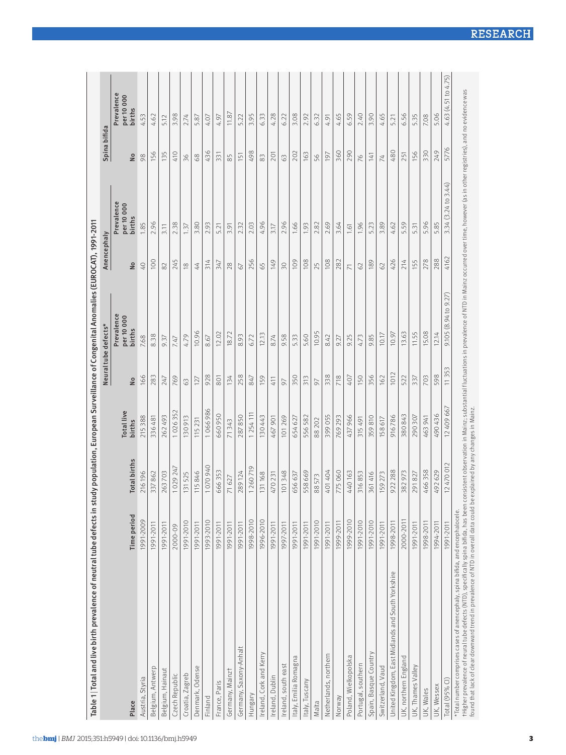Table 1 | Total and live birth prevalence of neural tube defects in study population, European Surveillance of Congenital Anomalies (EUROCAT), 1991-2011

| Place | Time period | Total births | Total live births | Neural tube defects* | | Anencephaly | | Spina bifida | |
|---|---|---|---|---|---|---|---|---|---|
| | | | | No | Prevalence per 10 000 births | No | Prevalence per 10 000 births | No | Prevalence per 10 000 births |
| Austria, Styria | 1991-2009 | 216 196 | 215 388 | 166 | 7.68 | 40 | 1.85 | 98 | 4.53 |
| Belgium, Antwerp | 1991-2011 | 337 862 | 336 481 | 283 | 8.38 | 100 | 2.96 | 156 | 4.62 |
| Belgium, Hainaut | 1991-2011 | 263 703 | 262 493 | 247 | 9.37 | 82 | 3.11 | 135 | 5.12 |
| Czech Republic | 2000-09 | 1 029 247 | 1 026 352 | 769 | 7.47 | 245 | 2.38 | 410 | 3.98 |
| Croatia, Zagreb | 1991-2010 | 131 525 | 130 913 | 63 | 4.79 | 18 | 1.37 | 36 | 2.74 |
| Denmark, Odense | 1991-2011 | 115 846 | 115 231 | 127 | 10.96 | 44 | 3.80 | 68 | 5.87 |
| Finland | 1993-2010 | 1 070 940 | 1 066 986 | 928 | 8.67 | 314 | 2.93 | 436 | 4.07 |
| France, Paris | 1991-2011 | 666 353 | 660 950 | 801 | 12.02 | 347 | 5.21 | 331 | 4.97 |
| Germany, Mainz† | 1991-2011 | 71 627 | 71 343 | 134 | 18.72 | 28 | 3.91 | 85 | 11.87 |
| Germany, Saxony-Anhalt | 1991-2011 | 289 124 | 287 850 | 258 | 8.93 | 67 | 2.32 | 151 | 5.22 |
| Hungary | 1998-2010 | 1 260 719 | 1 254 111 | 847 | 6.72 | 256 | 2.03 | 498 | 3.95 |
| Ireland, Cork and Kerry | 1996-2010 | 131 168 | 130 443 | 159 | 12.13 | 65 | 4.96 | 83 | 6.33 |
| Ireland, Dublin | 1991-2011 | 470 231 | 467 901 | 411 | 8.74 | 149 | 3.17 | 201 | 4.28 |
| Ireland, south east | 1997-2011 | 101 348 | 101 269 | 97 | 9.58 | 30 | 2.96 | 63 | 6.22 |
| Italy, Emilia Romagna | 1991-2011 | 656 637 | 654 627 | 350 | 5.33 | 109 | 1.66 | 202 | 3.08 |
| Italy, Tuscany | 1991-2011 | 558 669 | 556 582 | 313 | 5.60 | 108 | 1.93 | 163 | 2.92 |
| Malta | 1991-2010 | 88 573 | 88 202 | 97 | 10.95 | 25 | 2.82 | 56 | 6.32 |
| Netherlands, northern | 1991-2011 | 401 404 | 399 055 | 338 | 8.42 | 108 | 2.69 | 197 | 4.91 |
| Norway | 1999-2011 | 775 060 | 769 293 | 718 | 9.27 | 282 | 3.64 | 360 | 4.65 |
| Poland, Wielkopolska | 1999-2010 | 440 163 | 437 966 | 407 | 9.25 | 71 | 1.61 | 290 | 6.59 |
| Portugal, southern | 1991-2010 | 316 853 | 315 491 | 150 | 4.73 | 62 | 1.96 | 76 | 2.40 |
| Spain, Basque Country | 1991-2010 | 361 416 | 359 810 | 356 | 9.85 | 189 | 5.23 | 141 | 3.90 |
| Switzerland, Vaud | 1991-2011 | 159 273 | 158 617 | 162 | 10.17 | 62 | 3.89 | 74 | 4.65 |
| United Kingdom, East Midlands and South Yorkshire | 1998-2011 | 922 288 | 916 786 | 1012 | 10.97 | 426 | 4.62 | 480 | 5.21 |
| UK, northern England | 2000-2011 | 382 973 | 380 843 | 522 | 13.63 | 214 | 5.59 | 251 | 6.56 |
| UK, Thames Valley | 1991-2011 | 291 827 | 290 307 | 337 | 11.55 | 155 | 5.31 | 156 | 5.35 |
| UK, Wales | 1998-2011 | 466 358 | 463 941 | 703 | 15.08 | 278 | 5.96 | 330 | 7.08 |
| UK, Wessex | 1994-2011 | 492 629 | 490 436 | 598 | 12.14 | 288 | 5.85 | 249 | 5.06 |
| Total (95% CI) | 1991-2011 | 12 470 012 | 12 409 667 | 11 353 | 9.105 (8.94 to 9.27) | 4162 | 3.34 (3.24 to 3.44) | 5776 | 4.63 (4.51 to 4.75) |

*Total number comprises cases of anencephaly, spina bifida, and encephalocele.
†Higher prevalence of neural tube defects (NTD), specifically spina bifida, has been consistent observation in Mainz; substantial fluctuations in prevalence of NTD in Mainz occurred over time, however (as in other registries), and no evidence was found that lack of clear downward trend in prevalence of NTD in overall data could be explained by any changes in Mainz.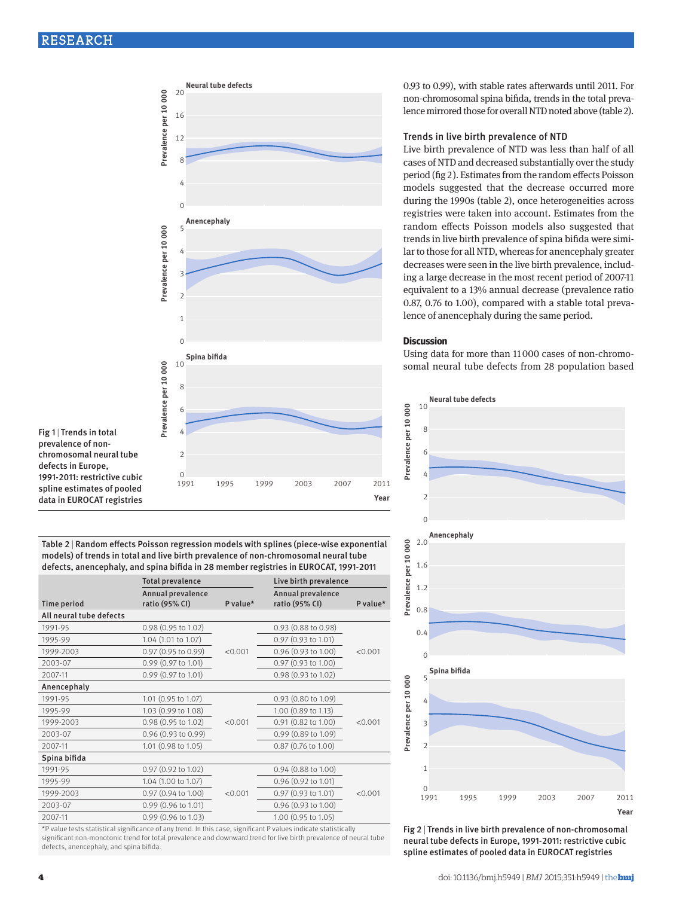Fig 1 | Trends in total prevalence of non-chromosomal neural tube defects in Europe, 1991-2011: restrictive cubic spline estimates of pooled data in EUROCAT registries

Table 2 | Random effects Poisson regression models with splines (piece-wise exponential models) of trends in total and live birth prevalence of non-chromosomal neural tube defects, anencephaly, and spina bifida in 28 member registries in EUROCAT, 1991-2011

| Time period | Total prevalence: Annual prevalence ratio (95% CI) | Total prevalence: P value* | Live birth prevalence: Annual prevalence ratio (95% CI) | Live birth prevalence: P value* |
|---|---|---|---|---|
| **All neural tube defects** | | | | |
| 1991-95 | 0.98 (0.95 to 1.02) | <0.001 | 0.93 (0.88 to 0.98) | <0.001 |
| 1995-99 | 1.04 (1.01 to 1.07) | | 0.97 (0.93 to 1.01) | |
| 1999-2003 | 0.97 (0.95 to 0.99) | | 0.96 (0.93 to 1.00) | |
| 2003-07 | 0.99 (0.97 to 1.01) | | 0.97 (0.93 to 1.00) | |
| 2007-11 | 0.99 (0.97 to 1.01) | | 0.98 (0.93 to 1.02) | |
| **Anencephaly** | | | | |
| 1991-95 | 1.01 (0.95 to 1.07) | <0.001 | 0.93 (0.80 to 1.09) | <0.001 |
| 1995-99 | 1.03 (0.99 to 1.08) | | 1.00 (0.89 to 1.13) | |
| 1999-2003 | 0.98 (0.95 to 1.02) | | 0.91 (0.82 to 1.00) | |
| 2003-07 | 0.96 (0.93 to 0.99) | | 0.99 (0.89 to 1.09) | |
| 2007-11 | 1.01 (0.98 to 1.05) | | 0.87 (0.76 to 1.00) | |
| **Spina bifida** | | | | |
| 1991-95 | 0.97 (0.92 to 1.02) | <0.001 | 0.94 (0.88 to 1.00) | <0.001 |
| 1995-99 | 1.04 (1.00 to 1.07) | | 0.96 (0.92 to 1.01) | |
| 1999-2003 | 0.97 (0.94 to 1.00) | | 0.97 (0.93 to 1.01) | |
| 2003-07 | 0.99 (0.96 to 1.01) | | 0.96 (0.93 to 1.00) | |
| 2007-11 | 0.99 (0.96 to 1.03) | | 1.00 (0.95 to 1.05) | |

*P value tests statistical significance of any trend. In this case, significant P values indicate statistically significant non-monotonic trend for total prevalence and downward trend for live birth prevalence of neural tube defects, anencephaly, and spina bifida.

0.93 to 0.99), with stable rates afterwards until 2011. For non-chromosomal spina bifida, trends in the total prevalence mirrored those for overall NTD noted above (table 2).

### Trends in live birth prevalence of NTD

Live birth prevalence of NTD was less than half of all cases of NTD and decreased substantially over the study period (fig 2). Estimates from the random effects Poisson models suggested that the decrease occurred more during the 1990s (table 2), once heterogeneities across registries were taken into account. Estimates from the random effects Poisson models also suggested that trends in live birth prevalence of spina bifida were similar to those for all NTD, whereas for anencephaly greater decreases were seen in the live birth prevalence, including a large decrease in the most recent period of 2007-11 equivalent to a 13% annual decrease (prevalence ratio 0.87, 0.76 to 1.00), compared with a stable total prevalence of anencephaly during the same period.

## Discussion

Using data for more than 11 000 cases of non-chromosomal neural tube defects from 28 population based

Fig 2 | Trends in live birth prevalence of non-chromosomal neural tube defects in Europe, 1991-2011: restrictive cubic spline estimates of pooled data in EUROCAT registries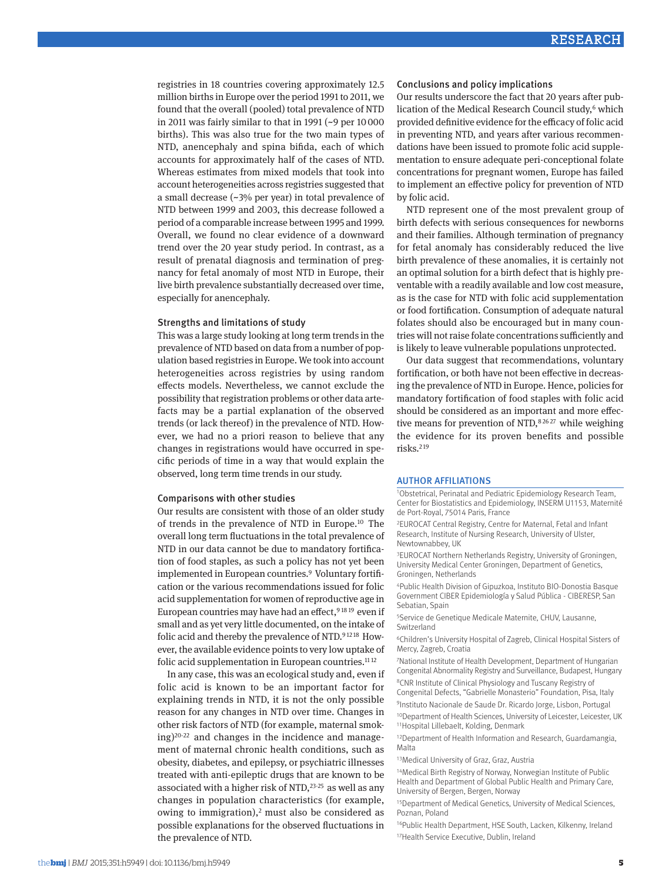registries in 18 countries covering approximately 12.5 million births in Europe over the period 1991 to 2011, we found that the overall (pooled) total prevalence of NTD in 2011 was fairly similar to that in 1991 (~9 per 10 000 births). This was also true for the two main types of NTD, anencephaly and spina bifida, each of which accounts for approximately half of the cases of NTD. Whereas estimates from mixed models that took into account heterogeneities across registries suggested that a small decrease (~3% per year) in total prevalence of NTD between 1999 and 2003, this decrease followed a period of a comparable increase between 1995 and 1999. Overall, we found no clear evidence of a downward trend over the 20 year study period. In contrast, as a result of prenatal diagnosis and termination of pregnancy for fetal anomaly of most NTD in Europe, their live birth prevalence substantially decreased over time, especially for anencephaly.

### Strengths and limitations of study

This was a large study looking at long term trends in the prevalence of NTD based on data from a number of population based registries in Europe. We took into account heterogeneities across registries by using random effects models. Nevertheless, we cannot exclude the possibility that registration problems or other data artefacts may be a partial explanation of the observed trends (or lack thereof) in the prevalence of NTD. However, we had no a priori reason to believe that any changes in registrations would have occurred in specific periods of time in a way that would explain the observed, long term time trends in our study.

### Comparisons with other studies

Our results are consistent with those of an older study of trends in the prevalence of NTD in Europe.[10] The overall long term fluctuations in the total prevalence of NTD in our data cannot be due to mandatory fortification of food staples, as such a policy has not yet been implemented in European countries.[9] Voluntary fortification or the various recommendations issued for folic acid supplementation for women of reproductive age in European countries may have had an effect,[9,18,19] even if small and as yet very little documented, on the intake of folic acid and thereby the prevalence of NTD.[9,12,18] However, the available evidence points to very low uptake of folic acid supplementation in European countries.[11,12]

In any case, this was an ecological study and, even if folic acid is known to be an important factor for explaining trends in NTD, it is not the only possible reason for any changes in NTD over time. Changes in other risk factors of NTD (for example, maternal smoking)[20-22] and changes in the incidence and management of maternal chronic health conditions, such as obesity, diabetes, and epilepsy, or psychiatric illnesses treated with anti-epileptic drugs that are known to be associated with a higher risk of NTD,[23-25] as well as any changes in population characteristics (for example, owing to immigration),[2] must also be considered as possible explanations for the observed fluctuations in the prevalence of NTD.

### Conclusions and policy implications

Our results underscore the fact that 20 years after publication of the Medical Research Council study,[6] which provided definitive evidence for the efficacy of folic acid in preventing NTD, and years after various recommendations have been issued to promote folic acid supplementation to ensure adequate peri-conceptional folate concentrations for pregnant women, Europe has failed to implement an effective policy for prevention of NTD by folic acid.

NTD represent one of the most prevalent group of birth defects with serious consequences for newborns and their families. Although termination of pregnancy for fetal anomaly has considerably reduced the live birth prevalence of these anomalies, it is certainly not an optimal solution for a birth defect that is highly preventable with a readily available and low cost measure, as is the case for NTD with folic acid supplementation or food fortification. Consumption of adequate natural folates should also be encouraged but in many countries will not raise folate concentrations sufficiently and is likely to leave vulnerable populations unprotected.

Our data suggest that recommendations, voluntary fortification, or both have not been effective in decreasing the prevalence of NTD in Europe. Hence, policies for mandatory fortification of food staples with folic acid should be considered as an important and more effective means for prevention of NTD,[8,26,27] while weighing the evidence for its proven benefits and possible risks.[2,19]

## AUTHOR AFFILIATIONS

[1]Obstetrical, Perinatal and Pediatric Epidemiology Research Team, Center for Biostatistics and Epidemiology, INSERM U1153, Maternité de Port-Royal, 75014 Paris, France

[2]EUROCAT Central Registry, Centre for Maternal, Fetal and Infant Research, Institute of Nursing Research, University of Ulster, Newtownabbey, UK

[3]EUROCAT Northern Netherlands Registry, University of Groningen, University Medical Center Groningen, Department of Genetics, Groningen, Netherlands

[4]Public Health Division of Gipuzkoa, Instituto BIO-Donostia Basque Government CIBER Epidemiología y Salud Pública - CIBERESP, San Sebatian, Spain

[5]Service de Genetique Medicale Maternite, CHUV, Lausanne, Switzerland

[6]Children's University Hospital of Zagreb, Clinical Hospital Sisters of Mercy, Zagreb, Croatia

[7]National Institute of Health Development, Department of Hungarian Congenital Abnormality Registry and Surveillance, Budapest, Hungary

[8]CNR Institute of Clinical Physiology and Tuscany Registry of Congenital Defects, "Gabrielle Monasterio" Foundation, Pisa, Italy

[9]Instituto Nacionale de Saude Dr. Ricardo Jorge, Lisbon, Portugal

[10]Department of Health Sciences, University of Leicester, Leicester, UK

[11]Hospital Lillebaelt, Kolding, Denmark

[12]Department of Health Information and Research, Guardamangia, Malta

[13]Medical University of Graz, Graz, Austria

[14]Medical Birth Registry of Norway, Norwegian Institute of Public Health and Department of Global Public Health and Primary Care, University of Bergen, Bergen, Norway

[15]Department of Medical Genetics, University of Medical Sciences, Poznan, Poland

[16]Public Health Department, HSE South, Lacken, Kilkenny, Ireland

[17]Health Service Executive, Dublin, Ireland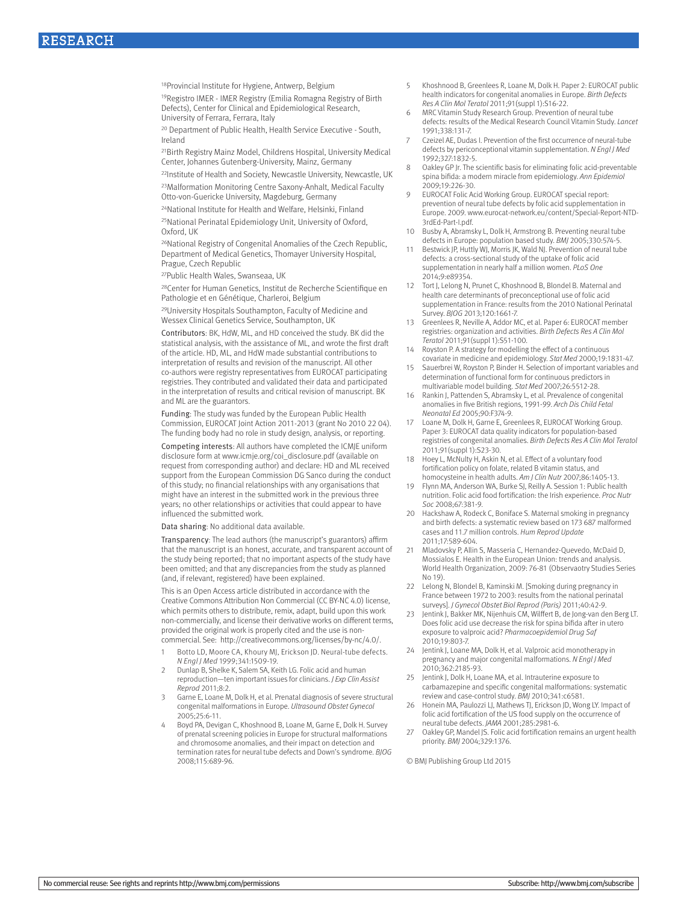[18]Provincial Institute for Hygiene, Antwerp, Belgium

[19]Registro IMER - IMER Registry (Emilia Romagna Registry of Birth Defects), Center for Clinical and Epidemiological Research, University of Ferrara, Ferrara, Italy

[20] Department of Public Health, Health Service Executive - South, Ireland

[21]Birth Registry Mainz Model, Childrens Hospital, University Medical Center, Johannes Gutenberg-University, Mainz, Germany

[22]Institute of Health and Society, Newcastle University, Newcastle, UK

[23]Malformation Monitoring Centre Saxony-Anhalt, Medical Faculty Otto-von-Guericke University, Magdeburg, Germany

[24]National Institute for Health and Welfare, Helsinki, Finland

[25]National Perinatal Epidemiology Unit, University of Oxford, Oxford, UK

[26]National Registry of Congenital Anomalies of the Czech Republic, Department of Medical Genetics, Thomayer University Hospital, Prague, Czech Republic

[27]Public Health Wales, Swanseaa, UK

[28]Center for Human Genetics, Institut de Recherche Scientifique en Pathologie et en Génétique, Charleroi, Belgium

[29]University Hospitals Southampton, Faculty of Medicine and Wessex Clinical Genetics Service, Southampton, UK

Contributors: BK, HdW, ML, and HD conceived the study. BK did the statistical analysis, with the assistance of ML, and wrote the first draft of the article. HD, ML, and HdW made substantial contributions to interpretation of results and revision of the manuscript. All other co-authors were registry representatives from EUROCAT participating registries. They contributed and validated their data and participated in the interpretation of results and critical revision of manuscript. BK and ML are the guarantors.

Funding: The study was funded by the European Public Health Commission, EUROCAT Joint Action 2011-2013 (grant No 2010 22 04). The funding body had no role in study design, analysis, or reporting.

Competing interests: All authors have completed the ICMJE uniform disclosure form at www.icmje.org/coi_disclosure.pdf (available on request from corresponding author) and declare: HD and ML received support from the European Commission DG Sanco during the conduct of this study; no financial relationships with any organisations that might have an interest in the submitted work in the previous three years; no other relationships or activities that could appear to have influenced the submitted work.

Data sharing: No additional data available.

Transparency: The lead authors (the manuscript's guarantors) affirm that the manuscript is an honest, accurate, and transparent account of the study being reported; that no important aspects of the study have been omitted; and that any discrepancies from the study as planned (and, if relevant, registered) have been explained.

This is an Open Access article distributed in accordance with the Creative Commons Attribution Non Commercial (CC BY-NC 4.0) license, which permits others to distribute, remix, adapt, build upon this work non-commercially, and license their derivative works on different terms, provided the original work is properly cited and the use is non-commercial. See: http://creativecommons.org/licenses/by-nc/4.0/.

1. Botto LD, Moore CA, Khoury MJ, Erickson JD. Neural-tube defects. *N Engl J Med* 1999;341:1509-19.
2. Dunlap B, Shelke K, Salem SA, Keith LG. Folic acid and human reproduction—ten important issues for clinicians. *J Exp Clin Assist Reprod* 2011;8:2.
3. Garne E, Loane M, Dolk H, et al. Prenatal diagnosis of severe structural congenital malformations in Europe. *Ultrasound Obstet Gynecol* 2005;25:6-11.
4. Boyd PA, Devigan C, Khoshnood B, Loane M, Garne E, Dolk H. Survey of prenatal screening policies in Europe for structural malformations and chromosome anomalies, and their impact on detection and termination rates for neural tube defects and Down's syndrome. *BJOG* 2008;115:689-96.
5. Khoshnood B, Greenlees R, Loane M, Dolk H. Paper 2: EUROCAT public health indicators for congenital anomalies in Europe. *Birth Defects Res A Clin Mol Teratol* 2011;91(suppl 1):S16-22.
6. MRC Vitamin Study Research Group. Prevention of neural tube defects: results of the Medical Research Council Vitamin Study. *Lancet* 1991;338:131-7.
7. Czeizel AE, Dudas I. Prevention of the first occurrence of neural-tube defects by periconceptional vitamin supplementation. *N Engl J Med* 1992;327:1832-5.
8. Oakley GP Jr. The scientific basis for eliminating folic acid-preventable spina bifida: a modern miracle from epidemiology. *Ann Epidemiol* 2009;19:226-30.
9. EUROCAT Folic Acid Working Group. EUROCAT special report: prevention of neural tube defects by folic acid supplementation in Europe. 2009. www.eurocat-network.eu/content/Special-Report-NTD-3rdEd-Part-I.pdf.
10. Busby A, Abramsky L, Dolk H, Armstrong B. Preventing neural tube defects in Europe: population based study. *BMJ* 2005;330:574-5.
11. Bestwick JP, Huttly WJ, Morris JK, Wald NJ. Prevention of neural tube defects: a cross-sectional study of the uptake of folic acid supplementation in nearly half a million women. *PLoS One* 2014;9:e89354.
12. Tort J, Lelong N, Prunet C, Khoshnood B, Blondel B. Maternal and health care determinants of preconceptional use of folic acid supplementation in France: results from the 2010 National Perinatal Survey. *BJOG* 2013;120:1661-7.
13. Greenlees R, Neville A, Addor MC, et al. Paper 6: EUROCAT member registries: organization and activities. *Birth Defects Res A Clin Mol Teratol* 2011;91(suppl 1):S51-100.
14. Royston P. A strategy for modelling the effect of a continuous covariate in medicine and epidemiology. *Stat Med* 2000;19:1831-47.
15. Sauerbrei W, Royston P, Binder H. Selection of important variables and determination of functional form for continuous predictors in multivariable model building. *Stat Med* 2007;26:5512-28.
16. Rankin J, Pattenden S, Abramsky L, et al. Prevalence of congenital anomalies in five British regions, 1991-99. *Arch Dis Child Fetal Neonatal Ed* 2005;90:F374-9.
17. Loane M, Dolk H, Garne E, Greenlees R, EUROCAT Working Group. Paper 3: EUROCAT data quality indicators for population-based registries of congenital anomalies. *Birth Defects Res A Clin Mol Teratol* 2011;91(suppl 1):S23-30.
18. Hoey L, McNulty H, Askin N, et al. Effect of a voluntary food fortification policy on folate, related B vitamin status, and homocysteine in health adults. *Am J Clin Nutr* 2007;86:1405-13.
19. Flynn MA, Anderson WA, Burke SJ, Reilly A. Session 1: Public health nutrition. Folic acid food fortification: the Irish experience. *Proc Nutr Soc* 2008;67:381-9.
20. Hackshaw A, Rodeck C, Boniface S. Maternal smoking in pregnancy and birth defects: a systematic review based on 173 687 malformed cases and 11.7 million controls. *Hum Reprod Update* 2011;17:589-604.
21. Mladovsky P, Allin S, Masseria C, Hernandez-Quevedo, McDaid D, Mossialos E. Health in the European Union: trends and analysis. World Health Organization, 2009: 76-81 (Observaotry Studies Series No 19).
22. Lelong N, Blondel B, Kaminski M. [Smoking during pregnancy in France between 1972 to 2003: results from the national perinatal surveys]. *J Gynecol Obstet Biol Reprod (Paris)* 2011;40:42-9.
23. Jentink J, Bakker MK, Nijenhuis CM, Wilffert B, de Jong-van den Berg LT. Does folic acid use decrease the risk for spina bifida after in utero exposure to valproic acid? *Pharmacoepidemiol Drug Saf* 2010;19:803-7.
24. Jentink J, Loane MA, Dolk H, et al. Valproic acid monotherapy in pregnancy and major congenital malformations. *N Engl J Med* 2010;362:2185-93.
25. Jentink J, Dolk H, Loane MA, et al. Intrauterine exposure to carbamazepine and specific congenital malformations: systematic review and case-control study. *BMJ* 2010;341:c6581.
26. Honein MA, Paulozzi LJ, Mathews TJ, Erickson JD, Wong LY. Impact of folic acid fortification of the US food supply on the occurrence of neural tube defects. *JAMA* 2001;285:2981-6.
27. Oakley GP, Mandel JS. Folic acid fortification remains an urgent health priority. *BMJ* 2004;329:1376.

© BMJ Publishing Group Ltd 2015